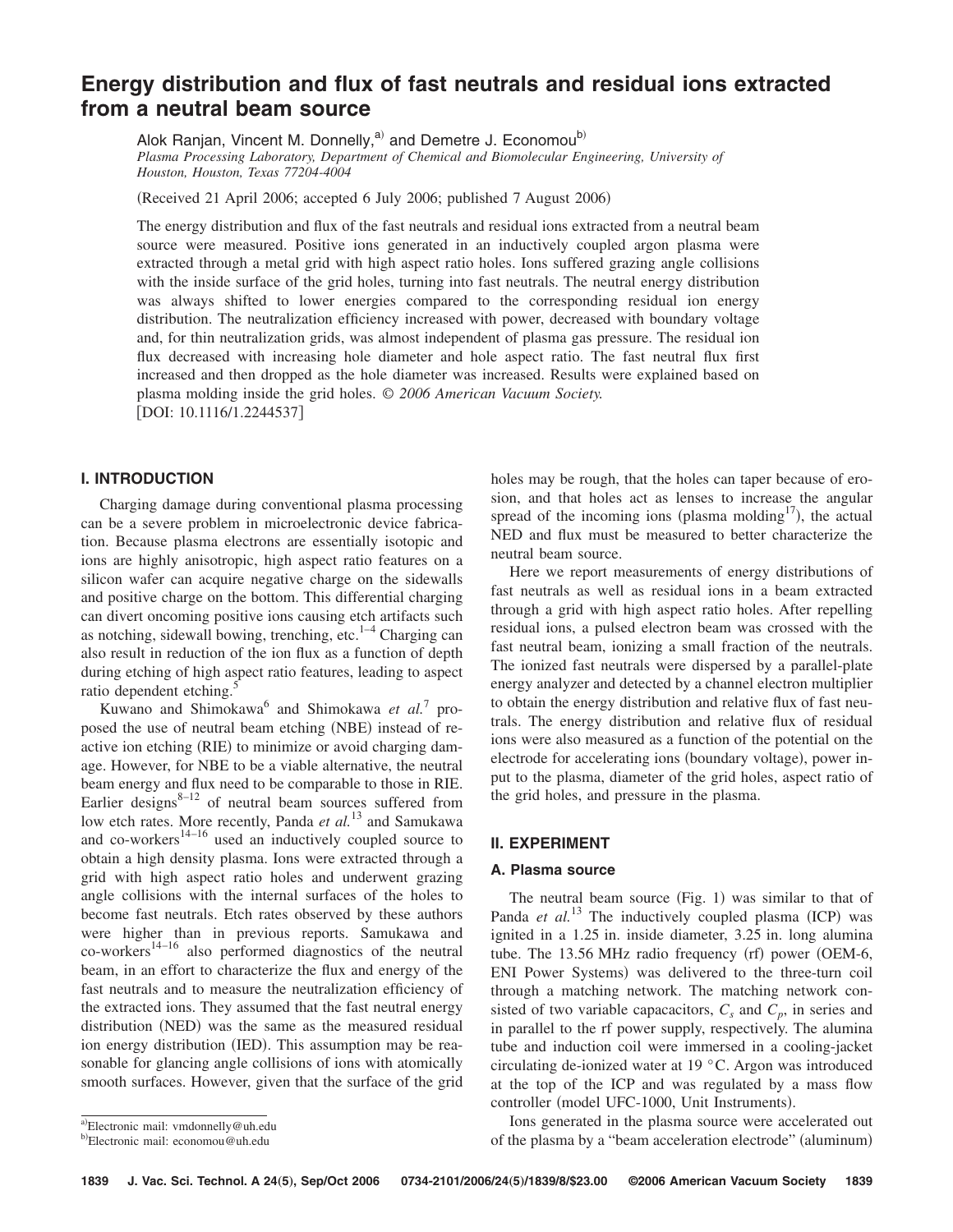# Energy distribution and flux of fast neutrals and residual ions extracted from a neutral beam source

Alok Ranjan, Vincent M. Donnelly,[a] and Demetre J. Economou[b]

*Plasma Processing Laboratory, Department of Chemical and Biomolecular Engineering, University of Houston, Houston, Texas 77204-4004*

(Received 21 April 2006; accepted 6 July 2006; published 7 August 2006)

The energy distribution and flux of the fast neutrals and residual ions extracted from a neutral beam source were measured. Positive ions generated in an inductively coupled argon plasma were extracted through a metal grid with high aspect ratio holes. Ions suffered grazing angle collisions with the inside surface of the grid holes, turning into fast neutrals. The neutral energy distribution was always shifted to lower energies compared to the corresponding residual ion energy distribution. The neutralization efficiency increased with power, decreased with boundary voltage and, for thin neutralization grids, was almost independent of plasma gas pressure. The residual ion flux decreased with increasing hole diameter and hole aspect ratio. The fast neutral flux first increased and then dropped as the hole diameter was increased. Results were explained based on plasma molding inside the grid holes. © *2006 American Vacuum Society.* [DOI: 10.1116/1.2244537]

## I. INTRODUCTION

Charging damage during conventional plasma processing can be a severe problem in microelectronic device fabrication. Because plasma electrons are essentially isotopic and ions are highly anisotropic, high aspect ratio features on a silicon wafer can acquire negative charge on the sidewalls and positive charge on the bottom. This differential charging can divert oncoming positive ions causing etch artifacts such as notching, sidewall bowing, trenching, etc.[1–4] Charging can also result in reduction of the ion flux as a function of depth during etching of high aspect ratio features, leading to aspect ratio dependent etching.[5]

Kuwano and Shimokawa[6] and Shimokawa *et al.*[7] proposed the use of neutral beam etching (NBE) instead of reactive ion etching (RIE) to minimize or avoid charging damage. However, for NBE to be a viable alternative, the neutral beam energy and flux need to be comparable to those in RIE. Earlier designs[8–12] of neutral beam sources suffered from low etch rates. More recently, Panda *et al.*[13] and Samukawa and co-workers[14–16] used an inductively coupled source to obtain a high density plasma. Ions were extracted through a grid with high aspect ratio holes and underwent grazing angle collisions with the internal surfaces of the holes to become fast neutrals. Etch rates observed by these authors were higher than in previous reports. Samukawa and co-workers[14–16] also performed diagnostics of the neutral beam, in an effort to characterize the flux and energy of the fast neutrals and to measure the neutralization efficiency of the extracted ions. They assumed that the fast neutral energy distribution (NED) was the same as the measured residual ion energy distribution (IED). This assumption may be reasonable for glancing angle collisions of ions with atomically smooth surfaces. However, given that the surface of the grid holes may be rough, that the holes can taper because of erosion, and that holes act as lenses to increase the angular spread of the incoming ions (plasma molding[17]), the actual NED and flux must be measured to better characterize the neutral beam source.

Here we report measurements of energy distributions of fast neutrals as well as residual ions in a beam extracted through a grid with high aspect ratio holes. After repelling residual ions, a pulsed electron beam was crossed with the fast neutral beam, ionizing a small fraction of the neutrals. The ionized fast neutrals were dispersed by a parallel-plate energy analyzer and detected by a channel electron multiplier to obtain the energy distribution and relative flux of fast neutrals. The energy distribution and relative flux of residual ions were also measured as a function of the potential on the electrode for accelerating ions (boundary voltage), power input to the plasma, diameter of the grid holes, aspect ratio of the grid holes, and pressure in the plasma.

## II. EXPERIMENT

### A. Plasma source

The neutral beam source (Fig. 1) was similar to that of Panda *et al.*[13] The inductively coupled plasma (ICP) was ignited in a 1.25 in. inside diameter, 3.25 in. long alumina tube. The 13.56 MHz radio frequency (rf) power (OEM-6, ENI Power Systems) was delivered to the three-turn coil through a matching network. The matching network consisted of two variable capacitors, $C_s$ and $C_p$, in series and in parallel to the rf power supply, respectively. The alumina tube and induction coil were immersed in a cooling-jacket circulating de-ionized water at 19 °C. Argon was introduced at the top of the ICP and was regulated by a mass flow controller (model UFC-1000, Unit Instruments).

Ions generated in the plasma source were accelerated out of the plasma by a "beam acceleration electrode" (aluminum)

[a]Electronic mail: vmdonnelly@uh.edu

[b]Electronic mail: economou@uh.edu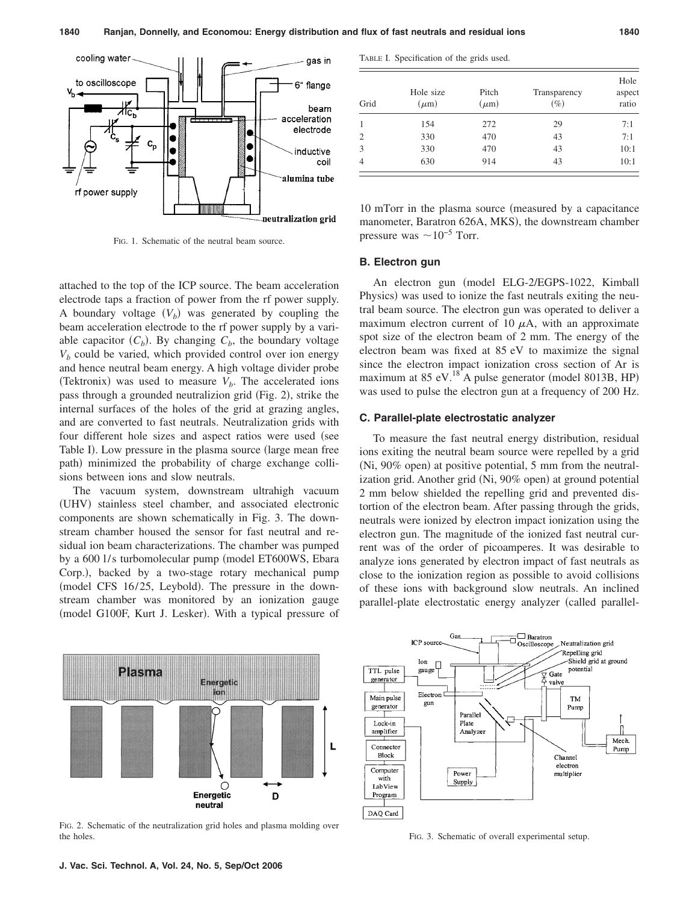FIG. 1. Schematic of the neutral beam source.

attached to the top of the ICP source. The beam acceleration electrode taps a fraction of power from the rf power supply. A boundary voltage ($V_b$) was generated by coupling the beam acceleration electrode to the rf power supply by a variable capacitor ($C_b$). By changing $C_b$, the boundary voltage $V_b$ could be varied, which provided control over ion energy and hence neutral beam energy. A high voltage divider probe (Tektronix) was used to measure $V_b$. The accelerated ions pass through a grounded neutralizion grid (Fig. 2), strike the internal surfaces of the holes of the grid at grazing angles, and are converted to fast neutrals. Neutralization grids with four different hole sizes and aspect ratios were used (see Table I). Low pressure in the plasma source (large mean free path) minimized the probability of charge exchange collisions between ions and slow neutrals.

The vacuum system, downstream ultrahigh vacuum (UHV) stainless steel chamber, and associated electronic components are shown schematically in Fig. 3. The downstream chamber housed the sensor for fast neutral and residual ion beam characterizations. The chamber was pumped by a 600 l/s turbomolecular pump (model ET600WS, Ebara Corp.), backed by a two-stage rotary mechanical pump (model CFS 16/25, Leybold). The pressure in the downstream chamber was monitored by an ionization gauge (model G100F, Kurt J. Lesker). With a typical pressure of 10 mTorr in the plasma source (measured by a capacitance manometer, Baratron 626A, MKS), the downstream chamber pressure was $\sim 10^{-5}$ Torr.

TABLE I. Specification of the grids used.

| Grid | Hole size ($\mu$m) | Pitch ($\mu$m) | Transparency (%) | Hole aspect ratio |
|---|---|---|---|---|
| 1 | 154 | 272 | 29 | 7:1 |
| 2 | 330 | 470 | 43 | 7:1 |
| 3 | 330 | 470 | 43 | 10:1 |
| 4 | 630 | 914 | 43 | 10:1 |

### B. Electron gun

An electron gun (model ELG-2/EGPS-1022, Kimball Physics) was used to ionize the fast neutrals exiting the neutral beam source. The electron gun was operated to deliver a maximum electron current of 10 $\mu$A, with an approximate spot size of the electron beam of 2 mm. The energy of the electron beam was fixed at 85 eV to maximize the signal since the electron impact ionization cross section of Ar is maximum at 85 eV.[18] A pulse generator (model 8013B, HP) was used to pulse the electron gun at a frequency of 200 Hz.

### C. Parallel-plate electrostatic analyzer

To measure the fast neutral energy distribution, residual ions exiting the neutral beam source were repelled by a grid (Ni, 90% open) at positive potential, 5 mm from the neutralization grid. Another grid (Ni, 90% open) at ground potential 2 mm below shielded the repelling grid and prevented distortion of the electron beam. After passing through the grids, neutrals were ionized by electron impact ionization using the electron gun. The magnitude of the ionized fast neutral current was of the order of picoamperes. It was desirable to analyze ions generated by electron impact of fast neutrals as close to the ionization region as possible to avoid collisions of these ions with background slow neutrals. An inclined parallel-plate electrostatic energy analyzer (called parallel-

FIG. 2. Schematic of the neutralization grid holes and plasma molding over the holes.

FIG. 3. Schematic of overall experimental setup.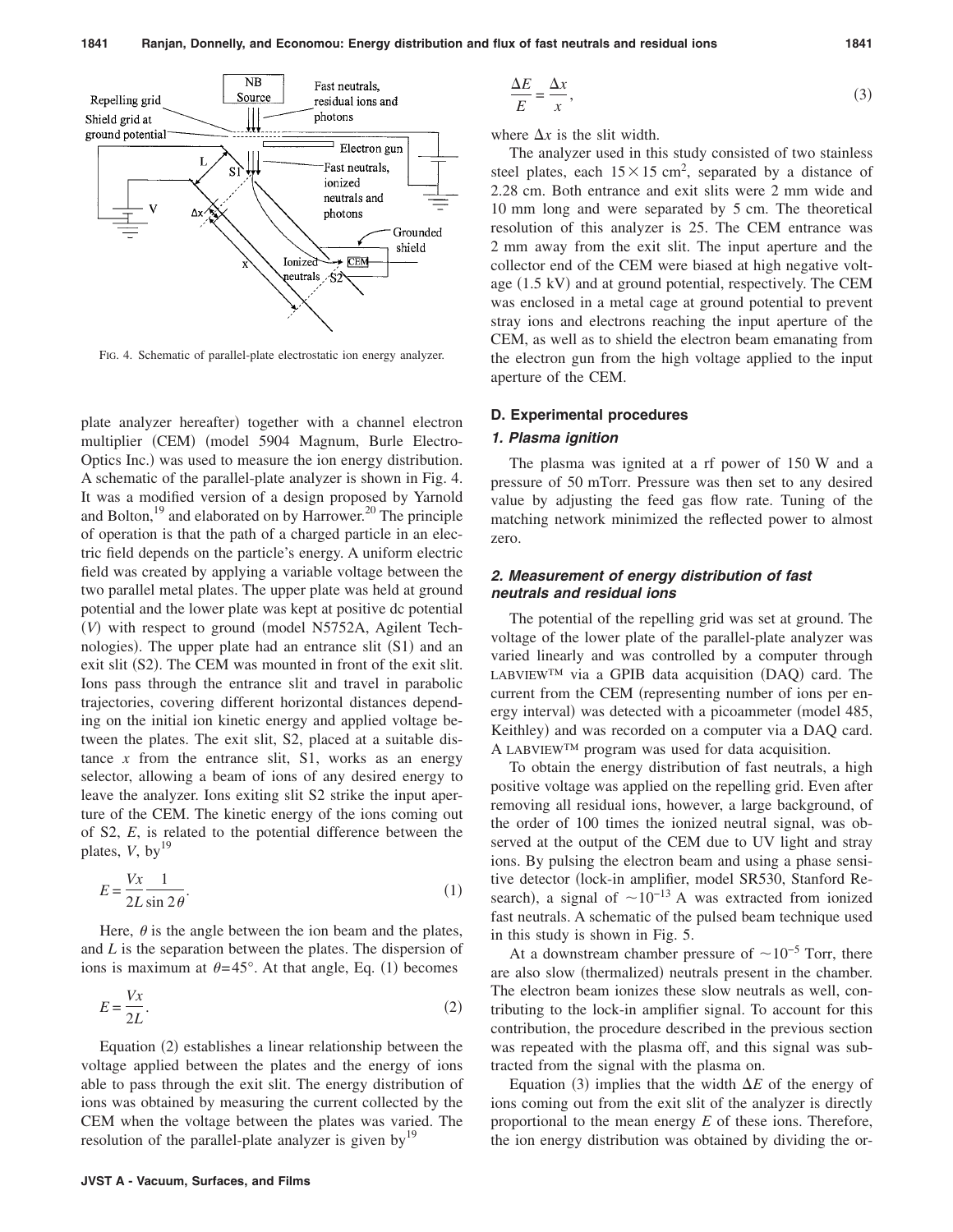FIG. 4. Schematic of parallel-plate electrostatic ion energy analyzer.

plate analyzer hereafter) together with a channel electron multiplier (CEM) (model 5904 Magnum, Burle Electro-Optics Inc.) was used to measure the ion energy distribution. A schematic of the parallel-plate analyzer is shown in Fig. 4. It was a modified version of a design proposed by Yarnold and Bolton,[19] and elaborated on by Harrower.[20] The principle of operation is that the path of a charged particle in an electric field depends on the particle's energy. A uniform electric field was created by applying a variable voltage between the two parallel metal plates. The upper plate was held at ground potential and the lower plate was kept at positive dc potential ($V$) with respect to ground (model N5752A, Agilent Technologies). The upper plate had an entrance slit (S1) and an exit slit (S2). The CEM was mounted in front of the exit slit. Ions pass through the entrance slit and travel in parabolic trajectories, covering different horizontal distances depending on the initial ion kinetic energy and applied voltage between the plates. The exit slit, S2, placed at a suitable distance $x$ from the entrance slit, S1, works as an energy selector, allowing a beam of ions of any desired energy to leave the analyzer. Ions exiting slit S2 strike the input aperture of the CEM. The kinetic energy of the ions coming out of S2, $E$, is related to the potential difference between the plates, $V$, by[19]

$$E = \frac{Vx}{2L} \frac{1}{\sin 2\theta}. \tag{1}$$

Here, $\theta$ is the angle between the ion beam and the plates, and $L$ is the separation between the plates. The dispersion of ions is maximum at $\theta = 45°$. At that angle, Eq. (1) becomes

$$E = \frac{Vx}{2L}. \tag{2}$$

Equation (2) establishes a linear relationship between the voltage applied between the plates and the energy of ions able to pass through the exit slit. The energy distribution of ions was obtained by measuring the current collected by the CEM when the voltage between the plates was varied. The resolution of the parallel-plate analyzer is given by[19]

$$\frac{\Delta E}{E} = \frac{\Delta x}{x}, \tag{3}$$

where $\Delta x$ is the slit width.

The analyzer used in this study consisted of two stainless steel plates, each $15 \times 15$ cm$^2$, separated by a distance of 2.28 cm. Both entrance and exit slits were 2 mm wide and 10 mm long and were separated by 5 cm. The theoretical resolution of this analyzer is 25. The CEM entrance was 2 mm away from the exit slit. The input aperture and the collector end of the CEM were biased at high negative voltage (1.5 kV) and at ground potential, respectively. The CEM was enclosed in a metal cage at ground potential to prevent stray ions and electrons reaching the input aperture of the CEM, as well as to shield the electron beam emanating from the electron gun from the high voltage applied to the input aperture of the CEM.

### D. Experimental procedures

#### 1. Plasma ignition

The plasma was ignited at a rf power of 150 W and a pressure of 50 mTorr. Pressure was then set to any desired value by adjusting the feed gas flow rate. Tuning of the matching network minimized the reflected power to almost zero.

#### 2. Measurement of energy distribution of fast neutrals and residual ions

The potential of the repelling grid was set at ground. The voltage of the lower plate of the parallel-plate analyzer was varied linearly and was controlled by a computer through LABVIEW™ via a GPIB data acquisition (DAQ) card. The current from the CEM (representing number of ions per energy interval) was detected with a picoammeter (model 485, Keithley) and was recorded on a computer via a DAQ card. A LABVIEW™ program was used for data acquisition.

To obtain the energy distribution of fast neutrals, a high positive voltage was applied on the repelling grid. Even after removing all residual ions, however, a large background, of the order of 100 times the ionized neutral signal, was observed at the output of the CEM due to UV light and stray ions. By pulsing the electron beam and using a phase sensitive detector (lock-in amplifier, model SR530, Stanford Research), a signal of $\sim 10^{-13}$ A was extracted from ionized fast neutrals. A schematic of the pulsed beam technique used in this study is shown in Fig. 5.

At a downstream chamber pressure of $\sim 10^{-5}$ Torr, there are also slow (thermalized) neutrals present in the chamber. The electron beam ionizes these slow neutrals as well, contributing to the lock-in amplifier signal. To account for this contribution, the procedure described in the previous section was repeated with the plasma off, and this signal was subtracted from the signal with the plasma on.

Equation (3) implies that the width $\Delta E$ of the energy of ions coming out from the exit slit of the analyzer is directly proportional to the mean energy $E$ of these ions. Therefore, the ion energy distribution was obtained by dividing the or-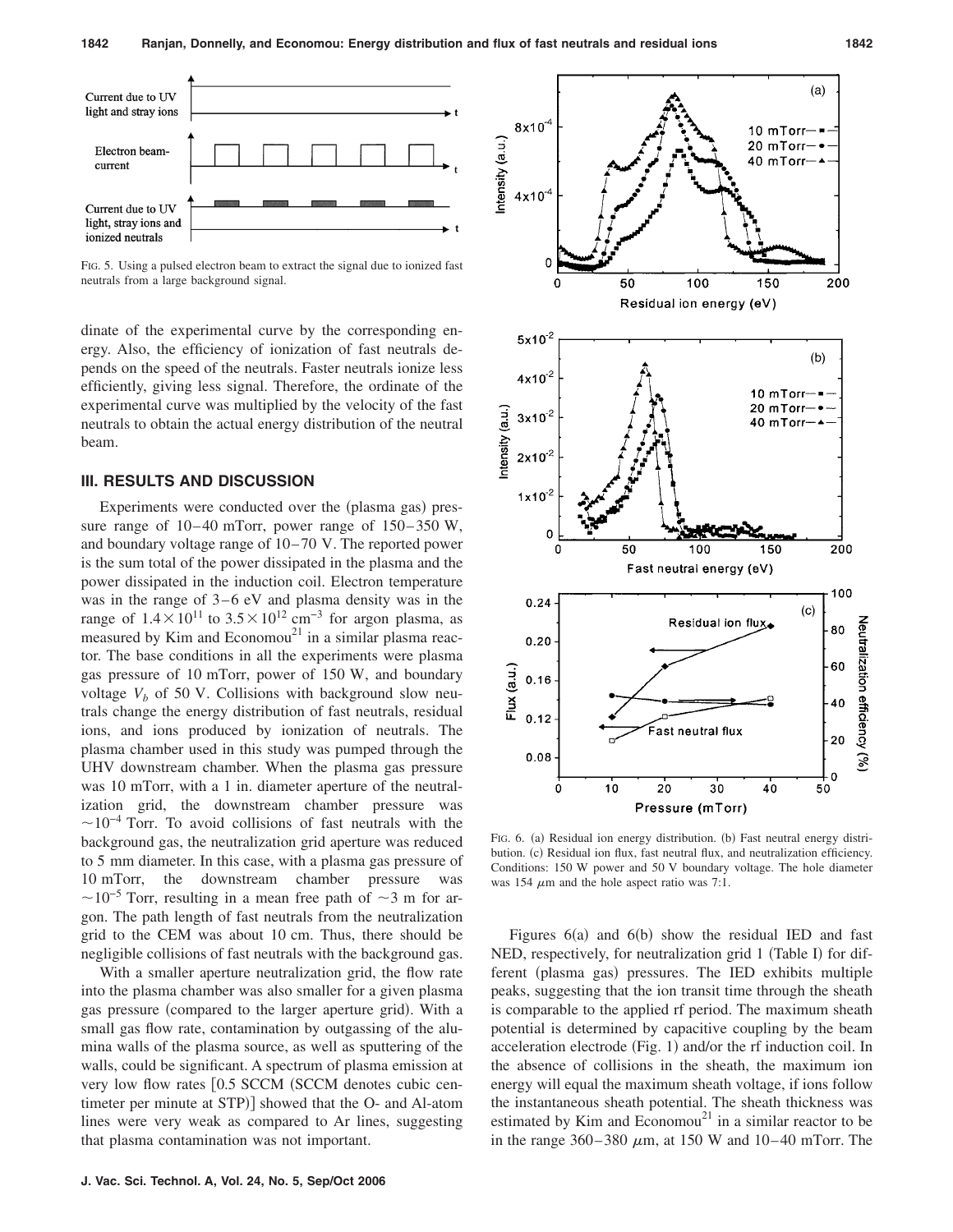FIG. 5. Using a pulsed electron beam to extract the signal due to ionized fast neutrals from a large background signal.

dinate of the experimental curve by the corresponding energy. Also, the efficiency of ionization of fast neutrals depends on the speed of the neutrals. Faster neutrals ionize less efficiently, giving less signal. Therefore, the ordinate of the experimental curve was multiplied by the velocity of the fast neutrals to obtain the actual energy distribution of the neutral beam.

## III. RESULTS AND DISCUSSION

Experiments were conducted over the (plasma gas) pressure range of 10–40 mTorr, power range of 150–350 W, and boundary voltage range of 10–70 V. The reported power is the sum total of the power dissipated in the plasma and the power dissipated in the induction coil. Electron temperature was in the range of 3–6 eV and plasma density was in the range of $1.4 \times 10^{11}$ to $3.5 \times 10^{12}$ cm$^{-3}$ for argon plasma, as measured by Kim and Economou[21] in a similar plasma reactor. The base conditions in all the experiments were plasma gas pressure of 10 mTorr, power of 150 W, and boundary voltage $V_b$ of 50 V. Collisions with background slow neutrals change the energy distribution of fast neutrals, residual ions, and ions produced by ionization of neutrals. The plasma chamber used in this study was pumped through the UHV downstream chamber. When the plasma gas pressure was 10 mTorr, with a 1 in. diameter aperture of the neutralization grid, the downstream chamber pressure was $\sim 10^{-4}$ Torr. To avoid collisions of fast neutrals with the background gas, the neutralization grid aperture was reduced to 5 mm diameter. In this case, with a plasma gas pressure of 10 mTorr, the downstream chamber pressure was $\sim 10^{-5}$ Torr, resulting in a mean free path of $\sim 3$ m for argon. The path length of fast neutrals from the neutralization grid to the CEM was about 10 cm. Thus, there should be negligible collisions of fast neutrals with the background gas.

With a smaller aperture neutralization grid, the flow rate into the plasma chamber was also smaller for a given plasma gas pressure (compared to the larger aperture grid). With a small gas flow rate, contamination by outgassing of the alumina walls of the plasma source, as well as sputtering of the walls, could be significant. A spectrum of plasma emission at very low flow rates [0.5 SCCM (SCCM denotes cubic centimeter per minute at STP)] showed that the O- and Al-atom lines were very weak as compared to Ar lines, suggesting that plasma contamination was not important.

FIG. 6. (a) Residual ion energy distribution. (b) Fast neutral energy distribution. (c) Residual ion flux, fast neutral flux, and neutralization efficiency. Conditions: 150 W power and 50 V boundary voltage. The hole diameter was 154 $\mu$m and the hole aspect ratio was 7:1.

Figures 6(a) and 6(b) show the residual IED and fast NED, respectively, for neutralization grid 1 (Table I) for different (plasma gas) pressures. The IED exhibits multiple peaks, suggesting that the ion transit time through the sheath is comparable to the applied rf period. The maximum sheath potential is determined by capacitive coupling by the beam acceleration electrode (Fig. 1) and/or the rf induction coil. In the absence of collisions in the sheath, the maximum ion energy will equal the maximum sheath voltage, if ions follow the instantaneous sheath potential. The sheath thickness was estimated by Kim and Economou[21] in a similar reactor to be in the range 360–380 $\mu$m, at 150 W and 10–40 mTorr. The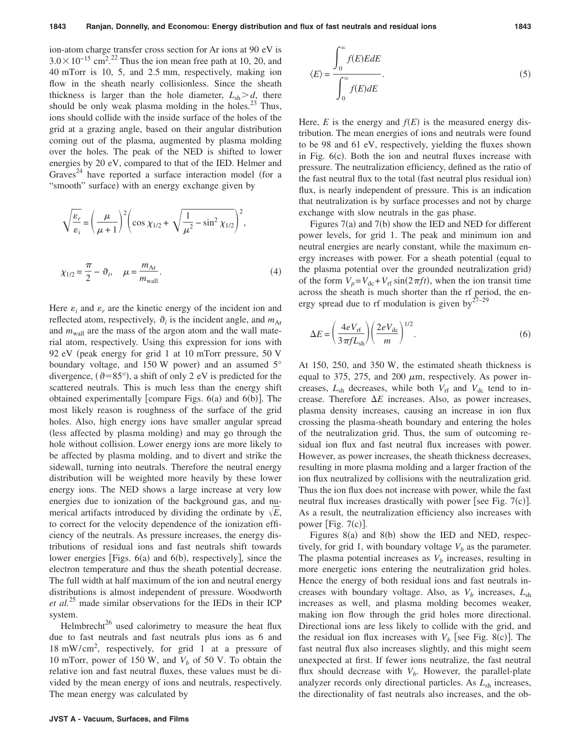ion-atom charge transfer cross section for Ar ions at 90 eV is $3.0 \times 10^{-15}$ cm$^2$.[22] Thus the ion mean free path at 10, 20, and 40 mTorr is 10, 5, and 2.5 mm, respectively, making ion flow in the sheath nearly collisionless. Since the sheath thickness is larger than the hole diameter, $L_{sh} > d$, there should be only weak plasma molding in the holes.[23] Thus, ions should collide with the inside surface of the holes of the grid at a grazing angle, based on their angular distribution coming out of the plasma, augmented by plasma molding over the holes. The peak of the NED is shifted to lower energies by 20 eV, compared to that of the IED. Helmer and Graves[24] have reported a surface interaction model (for a "smooth" surface) with an energy exchange given by

$$\sqrt{\frac{\varepsilon_r}{\varepsilon_i}} = \left(\frac{\mu}{\mu+1}\right)^2 \left(\cos \chi_{1/2} + \sqrt{\frac{1}{\mu^2} - \sin^2 \chi_{1/2}}\right)^2,$$

$$\chi_{1/2} = \frac{\pi}{2} - \vartheta_i, \quad \mu = \frac{m_{\mathrm{Ar}}}{m_{\mathrm{wall}}}. \tag{4}$$

Here $\varepsilon_i$ and $\varepsilon_r$ are the kinetic energy of the incident ion and reflected atom, respectively, $\vartheta_i$ is the incident angle, and $m_{\mathrm{Ar}}$ and $m_{\mathrm{wall}}$ are the mass of the argon atom and the wall material atom, respectively. Using this expression for ions with 92 eV (peak energy for grid 1 at 10 mTorr pressure, 50 V boundary voltage, and 150 W power) and an assumed 5° divergence, ($\vartheta = 85°$), a shift of only 2 eV is predicted for the scattered neutrals. This is much less than the energy shift obtained experimentally [compare Figs. 6(a) and 6(b)]. The most likely reason is roughness of the surface of the grid holes. Also, high energy ions have smaller angular spread (less affected by plasma molding) and may go through the hole without collision. Lower energy ions are more likely to be affected by plasma molding, and to divert and strike the sidewall, turning into neutrals. Therefore the neutral energy distribution will be weighted more heavily by these lower energy ions. The NED shows a large increase at very low energies due to ionization of the background gas, and numerical artifacts introduced by dividing the ordinate by $\sqrt{E}$, to correct for the velocity dependence of the ionization efficiency of the neutrals. As pressure increases, the energy distributions of residual ions and fast neutrals shift towards lower energies [Figs. 6(a) and 6(b), respectively], since the electron temperature and thus the sheath potential decrease. The full width at half maximum of the ion and neutral energy distributions is almost independent of pressure. Woodworth *et al.*[25] made similar observations for the IEDs in their ICP system.

Helmbrecht[26] used calorimetry to measure the heat flux due to fast neutrals and fast neutrals plus ions as 6 and 18 mW/cm$^2$, respectively, for grid 1 at a pressure of 10 mTorr, power of 150 W, and $V_b$ of 50 V. To obtain the relative ion and fast neutral fluxes, these values must be divided by the mean energy of ions and neutrals, respectively. The mean energy was calculated by

$$\langle E \rangle = \frac{\int_0^\infty f(E) E dE}{\int_0^\infty f(E) dE}. \tag{5}$$

Here, $E$ is the energy and $f(E)$ is the measured energy distribution. The mean energies of ions and neutrals were found to be 98 and 61 eV, respectively, yielding the fluxes shown in Fig. 6(c). Both the ion and neutral fluxes increase with pressure. The neutralization efficiency, defined as the ratio of the fast neutral flux to the total (fast neutral plus residual ion) flux, is nearly independent of pressure. This is an indication that neutralization is by surface processes and not by charge exchange with slow neutrals in the gas phase.

Figures 7(a) and 7(b) show the IED and NED for different power levels, for grid 1. The peak and minimum ion and neutral energies are nearly constant, while the maximum energy increases with power. For a sheath potential (equal to the plasma potential over the grounded neutralization grid) of the form $V_p = V_{dc} + V_{rf} \sin(2\pi f t)$, when the ion transit time across the sheath is much shorter than the rf period, the energy spread due to rf modulation is given by[27–29]

$$\Delta E = \left(\frac{4eV_{rf}}{3\pi f L_{sh}}\right)\left(\frac{2eV_{dc}}{m}\right)^{1/2}. \tag{6}$$

At 150, 250, and 350 W, the estimated sheath thickness is equal to 375, 275, and 200 $\mu$m, respectively. As power increases, $L_{sh}$ decreases, while both $V_{rf}$ and $V_{dc}$ tend to increase. Therefore $\Delta E$ increases. Also, as power increases, plasma density increases, causing an increase in ion flux crossing the plasma-sheath boundary and entering the holes of the neutralization grid. Thus, the sum of outcoming residual ion flux and fast neutral flux increases with power. However, as power increases, the sheath thickness decreases, resulting in more plasma molding and a larger fraction of the ion flux neutralized by collisions with the neutralization grid. Thus the ion flux does not increase with power, while the fast neutral flux increases drastically with power [see Fig. 7(c)]. As a result, the neutralization efficiency also increases with power [Fig. 7(c)].

Figures 8(a) and 8(b) show the IED and NED, respectively, for grid 1, with boundary voltage $V_b$ as the parameter. The plasma potential increases as $V_b$ increases, resulting in more energetic ions entering the neutralization grid holes. Hence the energy of both residual ions and fast neutrals increases with boundary voltage. Also, as $V_b$ increases, $L_{sh}$ increases as well, and plasma molding becomes weaker, making ion flow through the grid holes more directional. Directional ions are less likely to collide with the grid, and the residual ion flux increases with $V_b$ [see Fig. 8(c)]. The fast neutral flux also increases slightly, and this might seem unexpected at first. If fewer ions neutralize, the fast neutral flux should decrease with $V_b$. However, the parallel-plate analyzer records only directional particles. As $L_{sh}$ increases, the directionality of fast neutrals also increases, and the ob-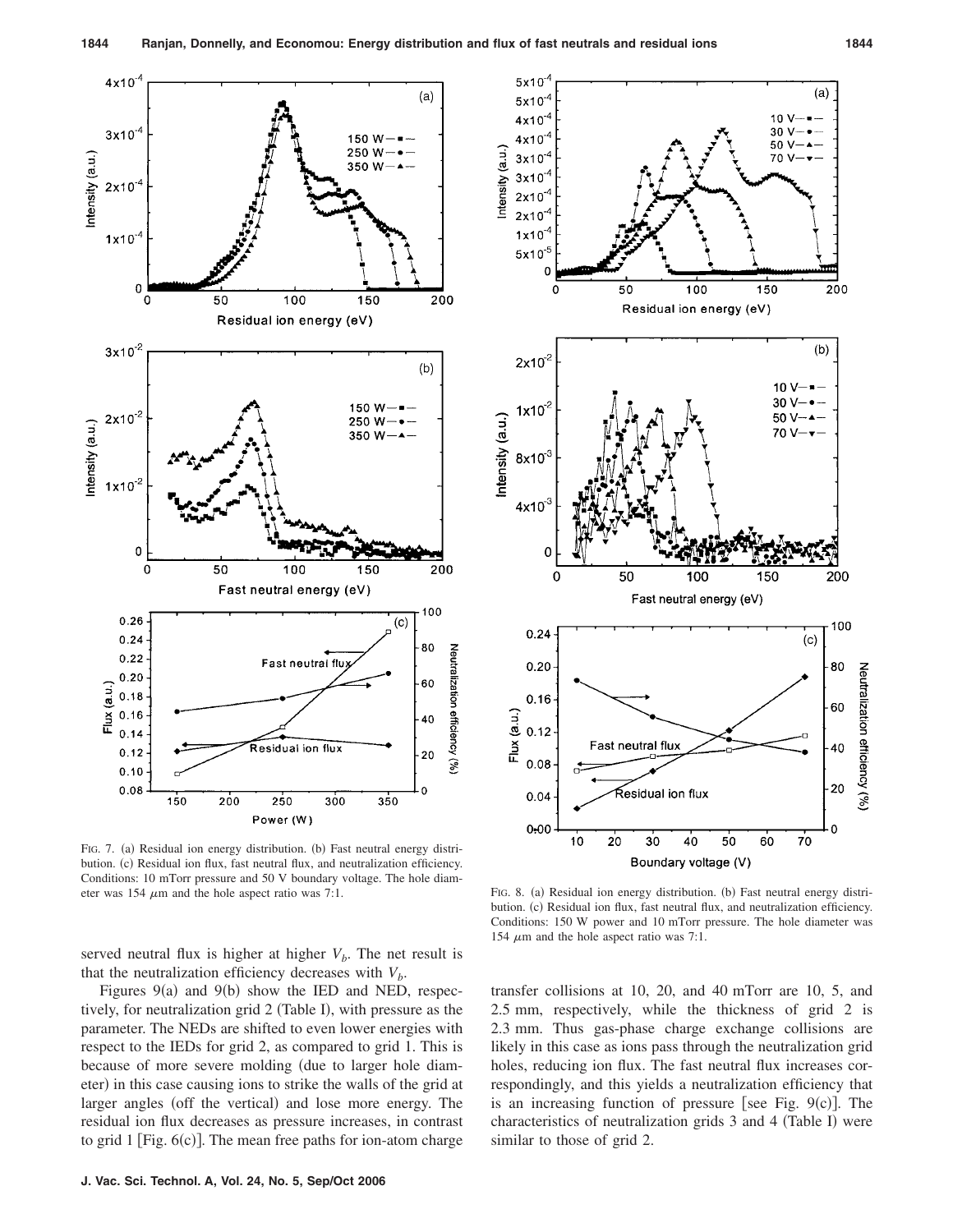FIG. 7. (a) Residual ion energy distribution. (b) Fast neutral energy distribution. (c) Residual ion flux, fast neutral flux, and neutralization efficiency. Conditions: 10 mTorr pressure and 50 V boundary voltage. The hole diameter was 154 $\mu$m and the hole aspect ratio was 7:1.

FIG. 8. (a) Residual ion energy distribution. (b) Fast neutral energy distribution. (c) Residual ion flux, fast neutral flux, and neutralization efficiency. Conditions: 150 W power and 10 mTorr pressure. The hole diameter was 154 $\mu$m and the hole aspect ratio was 7:1.

served neutral flux is higher at higher $V_b$. The net result is that the neutralization efficiency decreases with $V_b$.

Figures 9(a) and 9(b) show the IED and NED, respectively, for neutralization grid 2 (Table I), with pressure as the parameter. The NEDs are shifted to even lower energies with respect to the IEDs for grid 2, as compared to grid 1. This is because of more severe molding (due to larger hole diameter) in this case causing ions to strike the walls of the grid at larger angles (off the vertical) and lose more energy. The residual ion flux decreases as pressure increases, in contrast to grid 1 [Fig. 6(c)]. The mean free paths for ion-atom charge transfer collisions at 10, 20, and 40 mTorr are 10, 5, and 2.5 mm, respectively, while the thickness of grid 2 is 2.3 mm. Thus gas-phase charge exchange collisions are likely in this case as ions pass through the neutralization grid holes, reducing ion flux. The fast neutral flux increases correspondingly, and this yields a neutralization efficiency that is an increasing function of pressure [see Fig. 9(c)]. The characteristics of neutralization grids 3 and 4 (Table I) were similar to those of grid 2.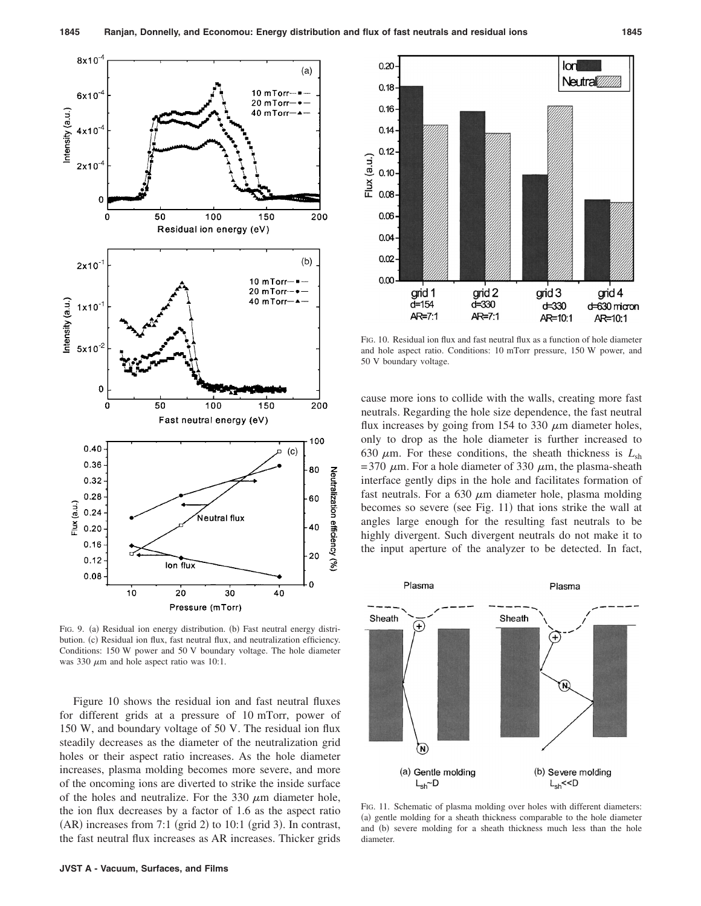FIG. 9. (a) Residual ion energy distribution. (b) Fast neutral energy distribution. (c) Residual ion flux, fast neutral flux, and neutralization efficiency. Conditions: 150 W power and 50 V boundary voltage. The hole diameter was 330 $\mu$m and hole aspect ratio was 10:1.

Figure 10 shows the residual ion and fast neutral fluxes for different grids at a pressure of 10 mTorr, power of 150 W, and boundary voltage of 50 V. The residual ion flux steadily decreases as the diameter of the neutralization grid holes or their aspect ratio increases. As the hole diameter increases, plasma molding becomes more severe, and more of the oncoming ions are diverted to strike the inside surface of the holes and neutralize. For the 330 $\mu$m diameter hole, the ion flux decreases by a factor of 1.6 as the aspect ratio (AR) increases from 7:1 (grid 2) to 10:1 (grid 3). In contrast, the fast neutral flux increases as AR increases. Thicker grids cause more ions to collide with the walls, creating more fast neutrals. Regarding the hole size dependence, the fast neutral flux increases by going from 154 to 330 $\mu$m diameter holes, only to drop as the hole diameter is further increased to 630 $\mu$m. For these conditions, the sheath thickness is $L_{sh} = 370$ $\mu$m. For a hole diameter of 330 $\mu$m, the plasma-sheath interface gently dips in the hole and facilitates formation of fast neutrals. For a 630 $\mu$m diameter hole, plasma molding becomes so severe (see Fig. 11) that ions strike the wall at angles large enough for the resulting fast neutrals to be highly divergent. Such divergent neutrals do not make it to the input aperture of the analyzer to be detected. In fact,

FIG. 10. Residual ion flux and fast neutral flux as a function of hole diameter and hole aspect ratio. Conditions: 10 mTorr pressure, 150 W power, and 50 V boundary voltage.

FIG. 11. Schematic of plasma molding over holes with different diameters: (a) gentle molding for a sheath thickness comparable to the hole diameter and (b) severe molding for a sheath thickness much less than the hole diameter.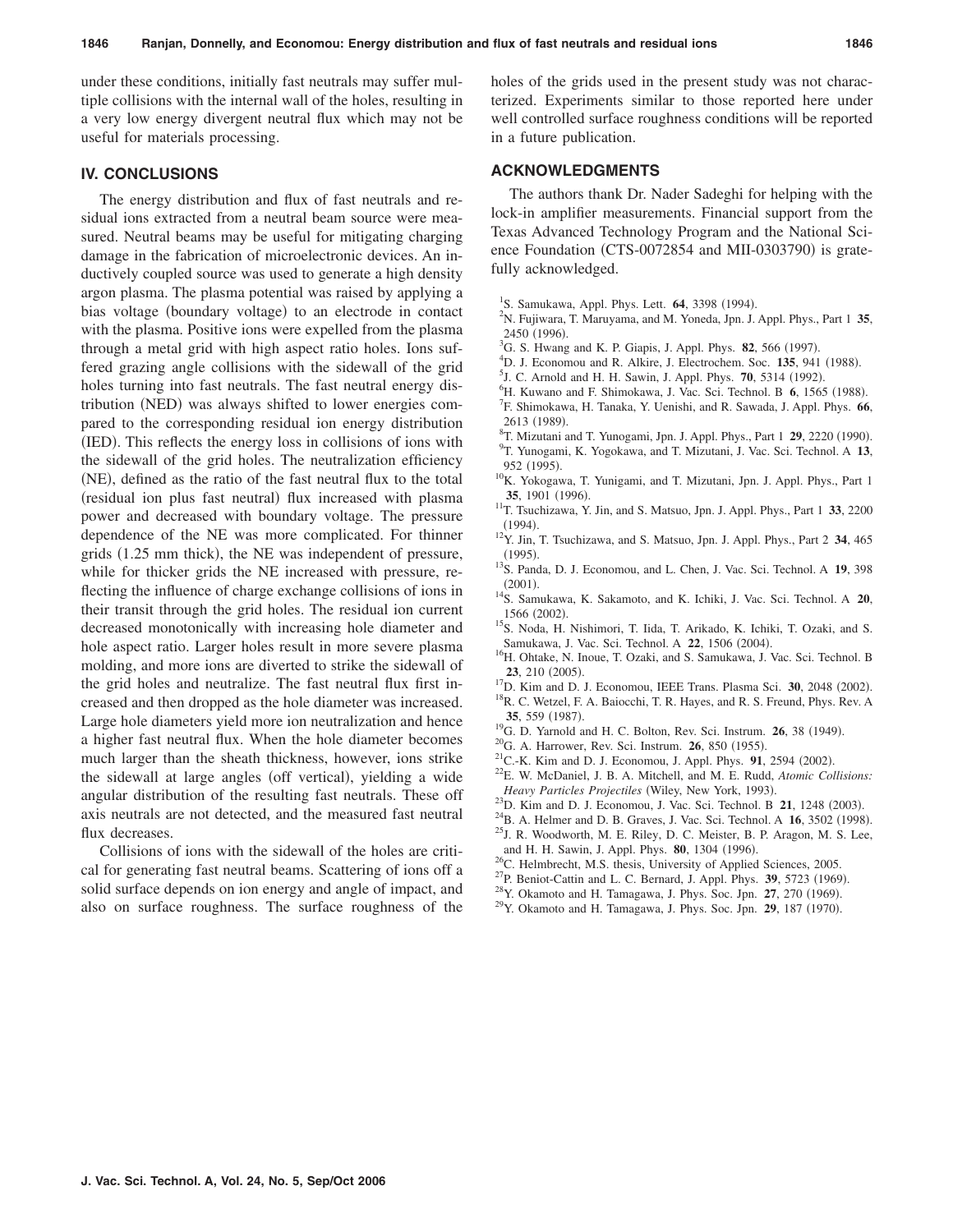under these conditions, initially fast neutrals may suffer multiple collisions with the internal wall of the holes, resulting in a very low energy divergent neutral flux which may not be useful for materials processing.

## IV. CONCLUSIONS

The energy distribution and flux of fast neutrals and residual ions extracted from a neutral beam source were measured. Neutral beams may be useful for mitigating charging damage in the fabrication of microelectronic devices. An inductively coupled source was used to generate a high density argon plasma. The plasma potential was raised by applying a bias voltage (boundary voltage) to an electrode in contact with the plasma. Positive ions were expelled from the plasma through a metal grid with high aspect ratio holes. Ions suffered grazing angle collisions with the sidewall of the grid holes turning into fast neutrals. The fast neutral energy distribution (NED) was always shifted to lower energies compared to the corresponding residual ion energy distribution (IED). This reflects the energy loss in collisions of ions with the sidewall of the grid holes. The neutralization efficiency (NE), defined as the ratio of the fast neutral flux to the total (residual ion plus fast neutral) flux increased with plasma power and decreased with boundary voltage. The pressure dependence of the NE was more complicated. For thinner grids (1.25 mm thick), the NE was independent of pressure, while for thicker grids the NE increased with pressure, reflecting the influence of charge exchange collisions of ions in their transit through the grid holes. The residual ion current decreased monotonically with increasing hole diameter and hole aspect ratio. Larger holes result in more severe plasma molding, and more ions are diverted to strike the sidewall of the grid holes and neutralize. The fast neutral flux first increased and then dropped as the hole diameter was increased. Large hole diameters yield more ion neutralization and hence a higher fast neutral flux. When the hole diameter becomes much larger than the sheath thickness, however, ions strike the sidewall at large angles (off vertical), yielding a wide angular distribution of the resulting fast neutrals. These off axis neutrals are not detected, and the measured fast neutral flux decreases.

Collisions of ions with the sidewall of the holes are critical for generating fast neutral beams. Scattering of ions off a solid surface depends on ion energy and angle of impact, and also on surface roughness. The surface roughness of the holes of the grids used in the present study was not characterized. Experiments similar to those reported here under well controlled surface roughness conditions will be reported in a future publication.

## ACKNOWLEDGMENTS

The authors thank Dr. Nader Sadeghi for helping with the lock-in amplifier measurements. Financial support from the Texas Advanced Technology Program and the National Science Foundation (CTS-0072854 and MII-0303790) is gratefully acknowledged.

[1] S. Samukawa, Appl. Phys. Lett. **64**, 3398 (1994).
[2] N. Fujiwara, T. Maruyama, and M. Yoneda, Jpn. J. Appl. Phys., Part 1 **35**, 2450 (1996).
[3] G. S. Hwang and K. P. Giapis, J. Appl. Phys. **82**, 566 (1997).
[4] D. J. Economou and R. Alkire, J. Electrochem. Soc. **135**, 941 (1988).
[5] J. C. Arnold and H. H. Sawin, J. Appl. Phys. **70**, 5314 (1992).
[6] H. Kuwano and F. Shimokawa, J. Vac. Sci. Technol. B **6**, 1565 (1988).
[7] F. Shimokawa, H. Tanaka, Y. Uenishi, and R. Sawada, J. Appl. Phys. **66**, 2613 (1989).
[8] T. Mizutani and T. Yunogami, Jpn. J. Appl. Phys., Part 1 **29**, 2220 (1990).
[9] T. Yunogami, K. Yogokawa, and T. Mizutani, J. Vac. Sci. Technol. A **13**, 952 (1995).
[10] K. Yokogawa, T. Yunigami, and T. Mizutani, Jpn. J. Appl. Phys., Part 1 **35**, 1901 (1996).
[11] T. Tsuchizawa, Y. Jin, and S. Matsuo, Jpn. J. Appl. Phys., Part 1 **33**, 2200 (1994).
[12] Y. Jin, T. Tsuchizawa, and S. Matsuo, Jpn. J. Appl. Phys., Part 2 **34**, 465 (1995).
[13] S. Panda, D. J. Economou, and L. Chen, J. Vac. Sci. Technol. A **19**, 398 (2001).
[14] S. Samukawa, K. Sakamoto, and K. Ichiki, J. Vac. Sci. Technol. A **20**, 1566 (2002).
[15] S. Noda, H. Nishimori, T. Iida, T. Arikado, K. Ichiki, T. Ozaki, and S. Samukawa, J. Vac. Sci. Technol. A **22**, 1506 (2004).
[16] H. Ohtake, N. Inoue, T. Ozaki, and S. Samukawa, J. Vac. Sci. Technol. B **23**, 210 (2005).
[17] D. Kim and D. J. Economou, IEEE Trans. Plasma Sci. **30**, 2048 (2002).
[18] R. C. Wetzel, F. A. Baiocchi, T. R. Hayes, and R. S. Freund, Phys. Rev. A **35**, 559 (1987).
[19] G. D. Yarnold and H. C. Bolton, Rev. Sci. Instrum. **26**, 38 (1949).
[20] G. A. Harrower, Rev. Sci. Instrum. **26**, 850 (1955).
[21] C.-K. Kim and D. J. Economou, J. Appl. Phys. **91**, 2594 (2002).
[22] E. W. McDaniel, J. B. A. Mitchell, and M. E. Rudd, *Atomic Collisions: Heavy Particles Projectiles* (Wiley, New York, 1993).
[23] D. Kim and D. J. Economou, J. Vac. Sci. Technol. B **21**, 1248 (2003).
[24] B. A. Helmer and D. B. Graves, J. Vac. Sci. Technol. A **16**, 3502 (1998).
[25] J. R. Woodworth, M. E. Riley, D. C. Meister, B. P. Aragon, M. S. Lee, and H. H. Sawin, J. Appl. Phys. **80**, 1304 (1996).
[26] C. Helmbrecht, M.S. thesis, University of Applied Sciences, 2005.
[27] P. Beniot-Cattin and L. C. Bernard, J. Appl. Phys. **39**, 5723 (1969).
[28] Y. Okamoto and H. Tamagawa, J. Phys. Soc. Jpn. **27**, 270 (1969).
[29] Y. Okamoto and H. Tamagawa, J. Phys. Soc. Jpn. **29**, 187 (1970).